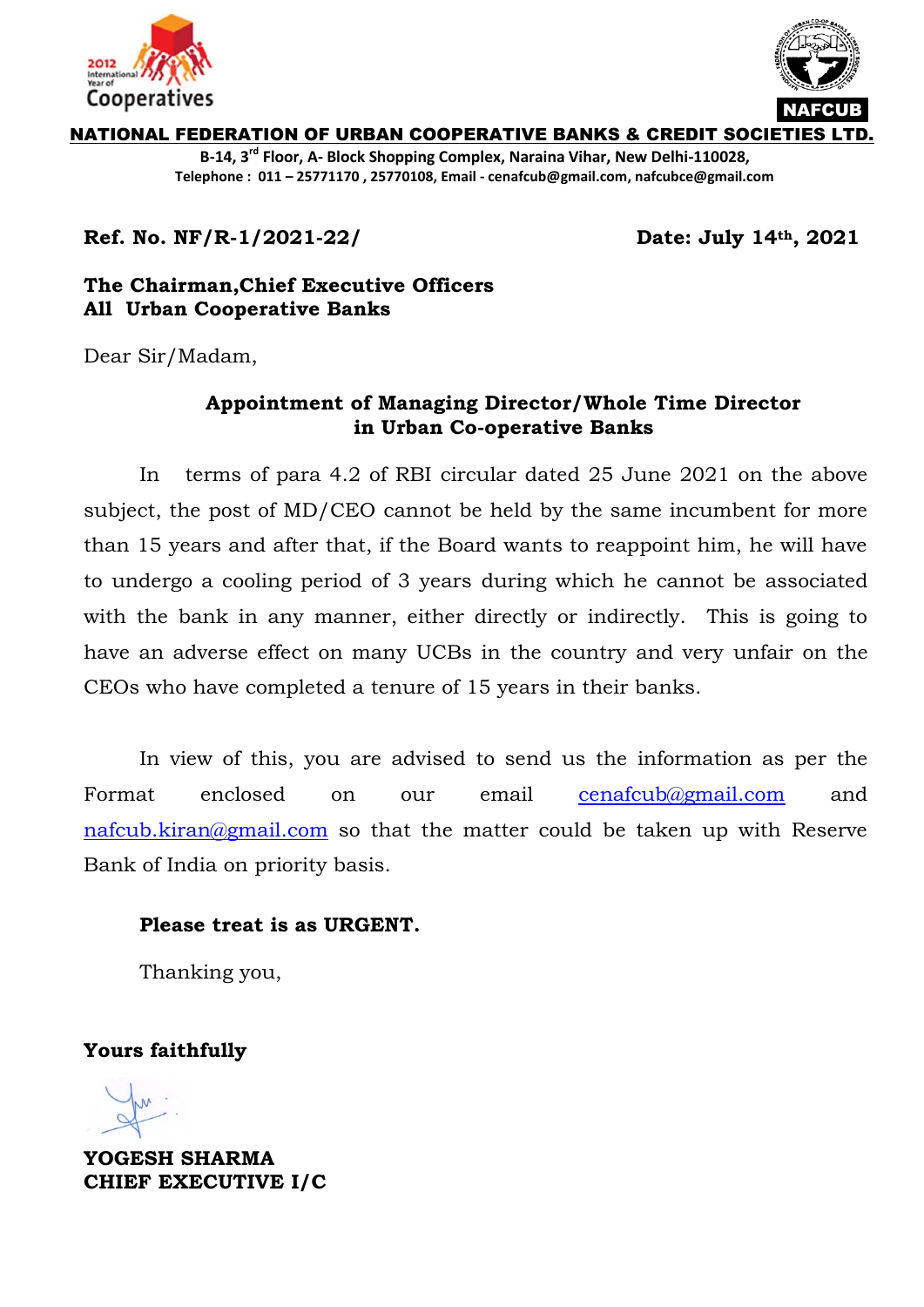2012 International Year of Cooperatives

NAFCUB

**NATIONAL FEDERATION OF URBAN COOPERATIVE BANKS & CREDIT SOCIETIES LTD.**

**B-14, 3rd Floor, A- Block Shopping Complex, Naraina Vihar, New Delhi-110028,**
**Telephone : 011 – 25771170 , 25770108, Email - cenafcub@gmail.com, nafcubce@gmail.com**

**Ref. No. NF/R-1/2021-22/** **Date: July 14th, 2021**

**The Chairman,Chief Executive Officers**
**All Urban Cooperative Banks**

Dear Sir/Madam,

**Appointment of Managing Director/Whole Time Director in Urban Co-operative Banks**

In terms of para 4.2 of RBI circular dated 25 June 2021 on the above subject, the post of MD/CEO cannot be held by the same incumbent for more than 15 years and after that, if the Board wants to reappoint him, he will have to undergo a cooling period of 3 years during which he cannot be associated with the bank in any manner, either directly or indirectly. This is going to have an adverse effect on many UCBs in the country and very unfair on the CEOs who have completed a tenure of 15 years in their banks.

In view of this, you are advised to send us the information as per the Format enclosed on our email cenafcub@gmail.com and nafcub.kiran@gmail.com so that the matter could be taken up with Reserve Bank of India on priority basis.

**Please treat is as URGENT.**

Thanking you,

**Yours faithfully**

**YOGESH SHARMA**
**CHIEF EXECUTIVE I/C**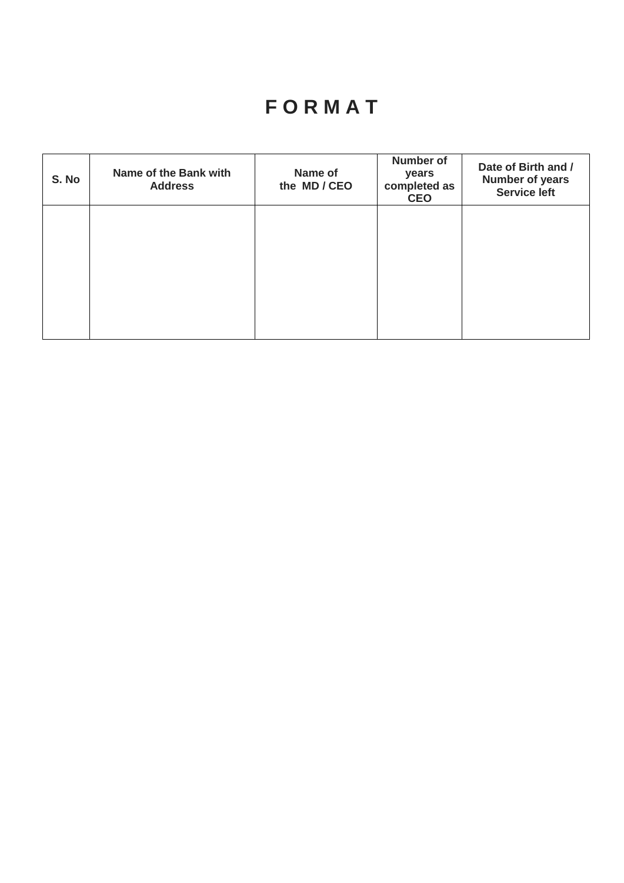# F O R M A T

| S. No | Name of the Bank with Address | Name of the MD / CEO | Number of years completed as CEO | Date of Birth and / Number of years Service left |
|---|---|---|---|---|
| | | | | |